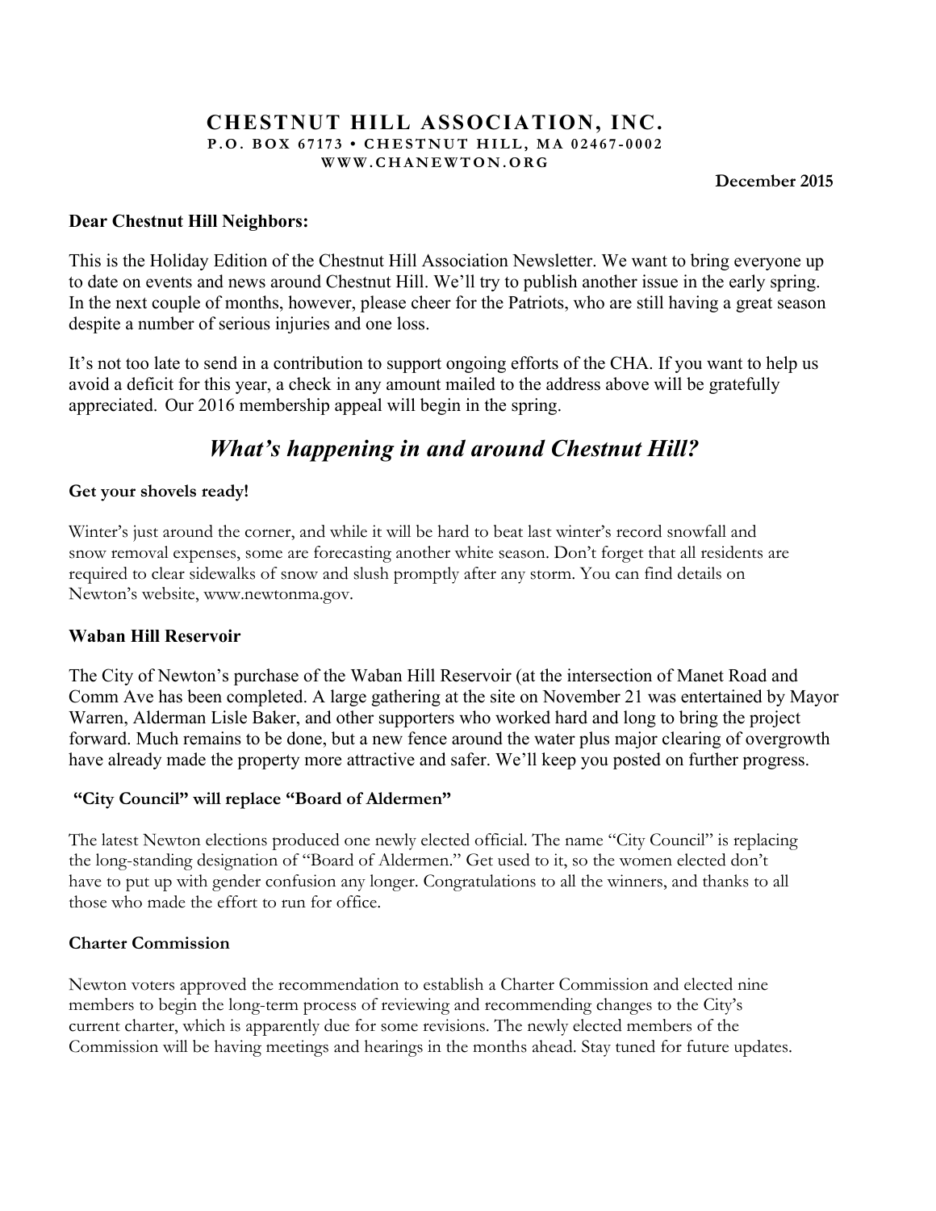# CHESTNUT HILL ASSOCIATION, INC.

**P.O. BOX 67173 • CHESTNUT HILL, MA 02467-0002**

**WWW.CHANEWTON.ORG**

**December 2015**

**Dear Chestnut Hill Neighbors:**

This is the Holiday Edition of the Chestnut Hill Association Newsletter. We want to bring everyone up to date on events and news around Chestnut Hill. We'll try to publish another issue in the early spring. In the next couple of months, however, please cheer for the Patriots, who are still having a great season despite a number of serious injuries and one loss.

It's not too late to send in a contribution to support ongoing efforts of the CHA. If you want to help us avoid a deficit for this year, a check in any amount mailed to the address above will be gratefully appreciated. Our 2016 membership appeal will begin in the spring.

## *What's happening in and around Chestnut Hill?*

### Get your shovels ready!

Winter's just around the corner, and while it will be hard to beat last winter's record snowfall and snow removal expenses, some are forecasting another white season. Don't forget that all residents are required to clear sidewalks of snow and slush promptly after any storm. You can find details on Newton's website, www.newtonma.gov.

### Waban Hill Reservoir

The City of Newton's purchase of the Waban Hill Reservoir (at the intersection of Manet Road and Comm Ave has been completed. A large gathering at the site on November 21 was entertained by Mayor Warren, Alderman Lisle Baker, and other supporters who worked hard and long to bring the project forward. Much remains to be done, but a new fence around the water plus major clearing of overgrowth have already made the property more attractive and safer. We'll keep you posted on further progress.

### "City Council" will replace "Board of Aldermen"

The latest Newton elections produced one newly elected official. The name "City Council" is replacing the long-standing designation of "Board of Aldermen." Get used to it, so the women elected don't have to put up with gender confusion any longer. Congratulations to all the winners, and thanks to all those who made the effort to run for office.

### Charter Commission

Newton voters approved the recommendation to establish a Charter Commission and elected nine members to begin the long-term process of reviewing and recommending changes to the City's current charter, which is apparently due for some revisions. The newly elected members of the Commission will be having meetings and hearings in the months ahead. Stay tuned for future updates.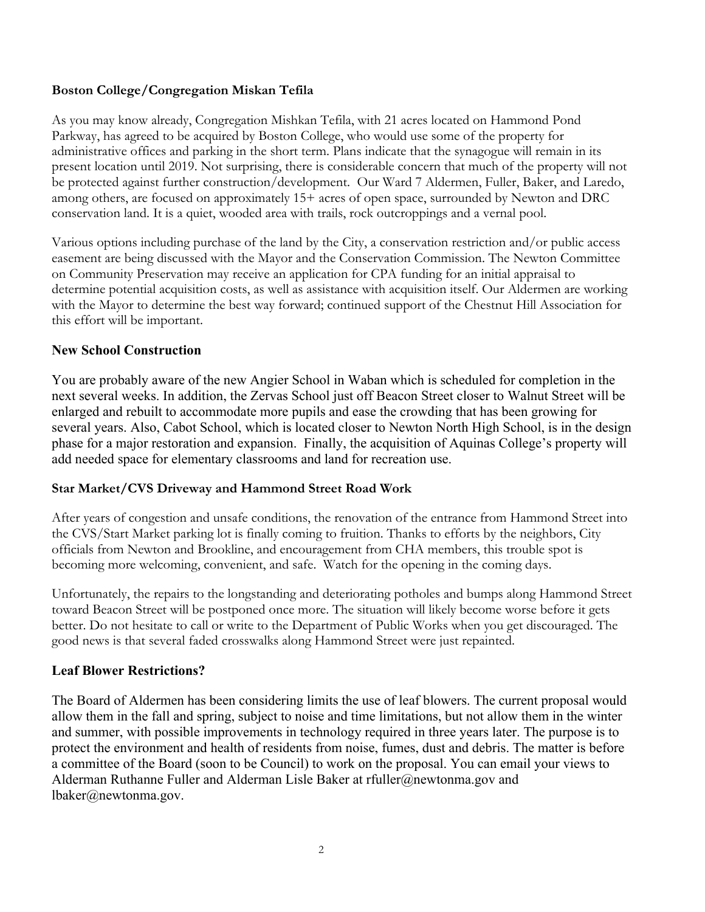### Boston College/Congregation Miskan Tefila

As you may know already, Congregation Mishkan Tefila, with 21 acres located on Hammond Pond Parkway, has agreed to be acquired by Boston College, who would use some of the property for administrative offices and parking in the short term. Plans indicate that the synagogue will remain in its present location until 2019. Not surprising, there is considerable concern that much of the property will not be protected against further construction/development. Our Ward 7 Aldermen, Fuller, Baker, and Laredo, among others, are focused on approximately 15+ acres of open space, surrounded by Newton and DRC conservation land. It is a quiet, wooded area with trails, rock outcroppings and a vernal pool.

Various options including purchase of the land by the City, a conservation restriction and/or public access easement are being discussed with the Mayor and the Conservation Commission. The Newton Committee on Community Preservation may receive an application for CPA funding for an initial appraisal to determine potential acquisition costs, as well as assistance with acquisition itself. Our Aldermen are working with the Mayor to determine the best way forward; continued support of the Chestnut Hill Association for this effort will be important.

### New School Construction

You are probably aware of the new Angier School in Waban which is scheduled for completion in the next several weeks. In addition, the Zervas School just off Beacon Street closer to Walnut Street will be enlarged and rebuilt to accommodate more pupils and ease the crowding that has been growing for several years. Also, Cabot School, which is located closer to Newton North High School, is in the design phase for a major restoration and expansion. Finally, the acquisition of Aquinas College's property will add needed space for elementary classrooms and land for recreation use.

### Star Market/CVS Driveway and Hammond Street Road Work

After years of congestion and unsafe conditions, the renovation of the entrance from Hammond Street into the CVS/Start Market parking lot is finally coming to fruition. Thanks to efforts by the neighbors, City officials from Newton and Brookline, and encouragement from CHA members, this trouble spot is becoming more welcoming, convenient, and safe. Watch for the opening in the coming days.

Unfortunately, the repairs to the longstanding and deteriorating potholes and bumps along Hammond Street toward Beacon Street will be postponed once more. The situation will likely become worse before it gets better. Do not hesitate to call or write to the Department of Public Works when you get discouraged. The good news is that several faded crosswalks along Hammond Street were just repainted.

### Leaf Blower Restrictions?

The Board of Aldermen has been considering limits the use of leaf blowers. The current proposal would allow them in the fall and spring, subject to noise and time limitations, but not allow them in the winter and summer, with possible improvements in technology required in three years later. The purpose is to protect the environment and health of residents from noise, fumes, dust and debris. The matter is before a committee of the Board (soon to be Council) to work on the proposal. You can email your views to Alderman Ruthanne Fuller and Alderman Lisle Baker at rfuller@newtonma.gov and lbaker@newtonma.gov.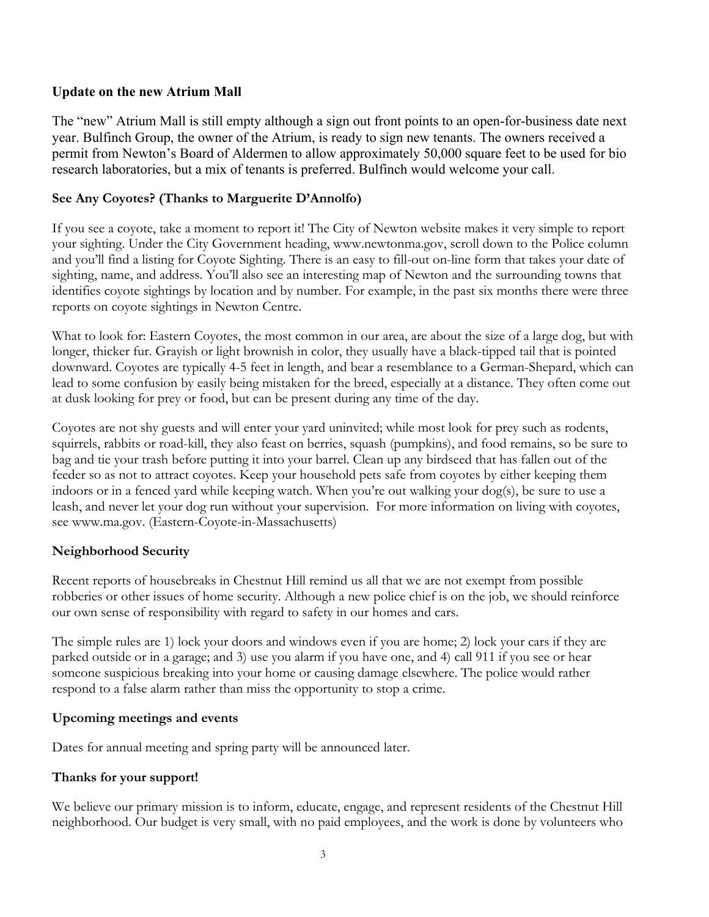### Update on the new Atrium Mall

The "new" Atrium Mall is still empty although a sign out front points to an open-for-business date next year. Bulfinch Group, the owner of the Atrium, is ready to sign new tenants. The owners received a permit from Newton's Board of Aldermen to allow approximately 50,000 square feet to be used for bio research laboratories, but a mix of tenants is preferred. Bulfinch would welcome your call.

### See Any Coyotes? (Thanks to Marguerite D'Annolfo)

If you see a coyote, take a moment to report it! The City of Newton website makes it very simple to report your sighting. Under the City Government heading, www.newtonma.gov, scroll down to the Police column and you'll find a listing for Coyote Sighting. There is an easy to fill-out on-line form that takes your date of sighting, name, and address. You'll also see an interesting map of Newton and the surrounding towns that identifies coyote sightings by location and by number. For example, in the past six months there were three reports on coyote sightings in Newton Centre.

What to look for: Eastern Coyotes, the most common in our area, are about the size of a large dog, but with longer, thicker fur. Grayish or light brownish in color, they usually have a black-tipped tail that is pointed downward. Coyotes are typically 4-5 feet in length, and bear a resemblance to a German-Shepard, which can lead to some confusion by easily being mistaken for the breed, especially at a distance. They often come out at dusk looking for prey or food, but can be present during any time of the day.

Coyotes are not shy guests and will enter your yard uninvited; while most look for prey such as rodents, squirrels, rabbits or road-kill, they also feast on berries, squash (pumpkins), and food remains, so be sure to bag and tie your trash before putting it into your barrel. Clean up any birdseed that has fallen out of the feeder so as not to attract coyotes. Keep your household pets safe from coyotes by either keeping them indoors or in a fenced yard while keeping watch. When you're out walking your dog(s), be sure to use a leash, and never let your dog run without your supervision. For more information on living with coyotes, see www.ma.gov. (Eastern-Coyote-in-Massachusetts)

### Neighborhood Security

Recent reports of housebreaks in Chestnut Hill remind us all that we are not exempt from possible robberies or other issues of home security. Although a new police chief is on the job, we should reinforce our own sense of responsibility with regard to safety in our homes and cars.

The simple rules are 1) lock your doors and windows even if you are home; 2) lock your cars if they are parked outside or in a garage; and 3) use you alarm if you have one, and 4) call 911 if you see or hear someone suspicious breaking into your home or causing damage elsewhere. The police would rather respond to a false alarm rather than miss the opportunity to stop a crime.

### Upcoming meetings and events

Dates for annual meeting and spring party will be announced later.

### Thanks for your support!

We believe our primary mission is to inform, educate, engage, and represent residents of the Chestnut Hill neighborhood. Our budget is very small, with no paid employees, and the work is done by volunteers who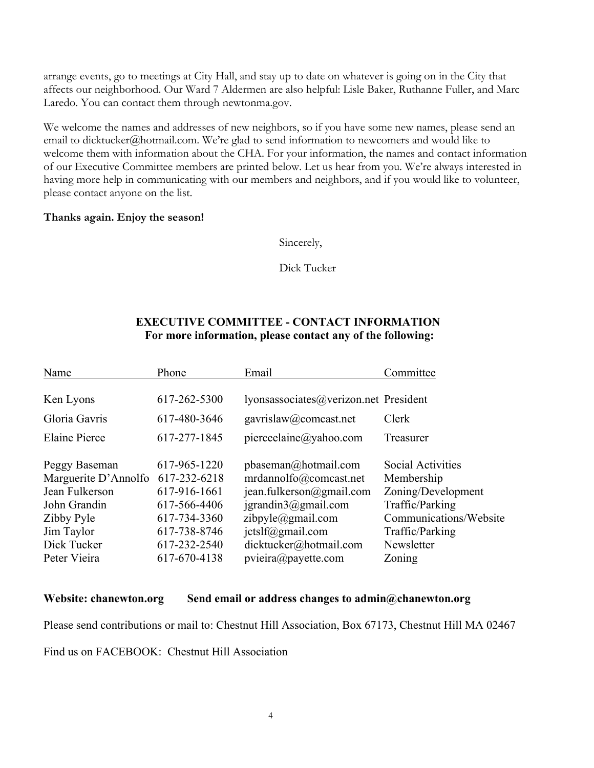arrange events, go to meetings at City Hall, and stay up to date on whatever is going on in the City that affects our neighborhood. Our Ward 7 Aldermen are also helpful: Lisle Baker, Ruthanne Fuller, and Marc Laredo. You can contact them through newtonma.gov.

We welcome the names and addresses of new neighbors, so if you have some new names, please send an email to dicktucker@hotmail.com. We're glad to send information to newcomers and would like to welcome them with information about the CHA. For your information, the names and contact information of our Executive Committee members are printed below. Let us hear from you. We're always interested in having more help in communicating with our members and neighbors, and if you would like to volunteer, please contact anyone on the list.

**Thanks again. Enjoy the season!**

Sincerely,

Dick Tucker

**EXECUTIVE COMMITTEE - CONTACT INFORMATION**
**For more information, please contact any of the following:**

| Name | Phone | Email | Committee |
|---|---|---|---|
| Ken Lyons | 617-262-5300 | lyonsassociates@verizon.net | President |
| Gloria Gavris | 617-480-3646 | gavrislaw@comcast.net | Clerk |
| Elaine Pierce | 617-277-1845 | pierceelaine@yahoo.com | Treasurer |
| Peggy Baseman | 617-965-1220 | pbaseman@hotmail.com | Social Activities |
| Marguerite D'Annolfo | 617-232-6218 | mrdannolfo@comcast.net | Membership |
| Jean Fulkerson | 617-916-1661 | jean.fulkerson@gmail.com | Zoning/Development |
| John Grandin | 617-566-4406 | jgrandin3@gmail.com | Traffic/Parking |
| Zibby Pyle | 617-734-3360 | zibpyle@gmail.com | Communications/Website |
| Jim Taylor | 617-738-8746 | jctslf@gmail.com | Traffic/Parking |
| Dick Tucker | 617-232-2540 | dicktucker@hotmail.com | Newsletter |
| Peter Vieira | 617-670-4138 | pvieira@payette.com | Zoning |

**Website: chanewton.org     Send email or address changes to admin@chanewton.org**

Please send contributions or mail to: Chestnut Hill Association, Box 67173, Chestnut Hill MA 02467

Find us on FACEBOOK: Chestnut Hill Association